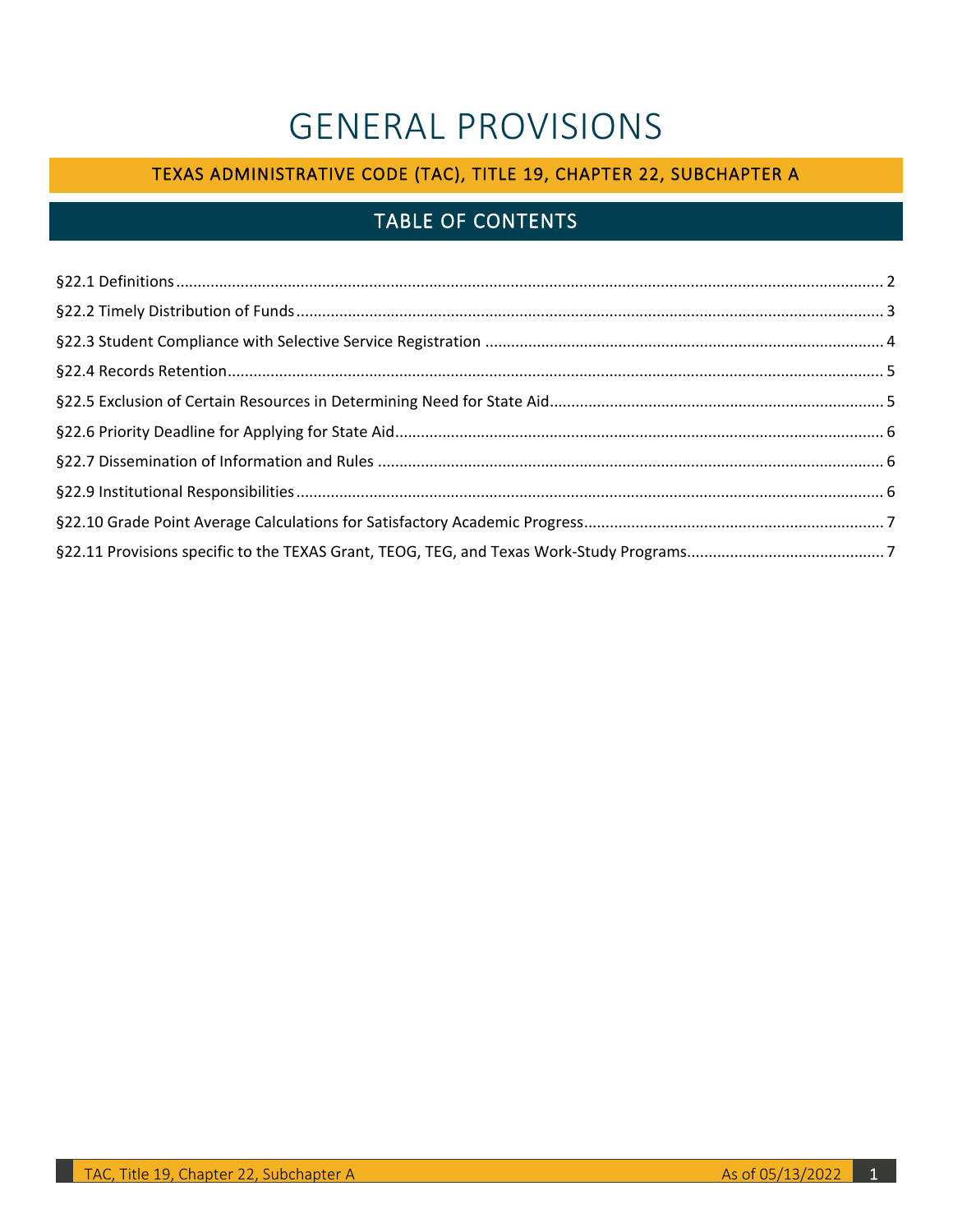# GENERAL PROVISIONS

## TEXAS ADMINISTRATIVE CODE (TAC), TITLE 19, CHAPTER 22, SUBCHAPTER A

## TABLE OF CONTENTS

§22.1 Definitions .......... 2

§22.2 Timely Distribution of Funds .......... 3

§22.3 Student Compliance with Selective Service Registration .......... 4

§22.4 Records Retention .......... 5

§22.5 Exclusion of Certain Resources in Determining Need for State Aid .......... 5

§22.6 Priority Deadline for Applying for State Aid .......... 6

§22.7 Dissemination of Information and Rules .......... 6

§22.9 Institutional Responsibilities .......... 6

§22.10 Grade Point Average Calculations for Satisfactory Academic Progress .......... 7

§22.11 Provisions specific to the TEXAS Grant, TEOG, TEG, and Texas Work-Study Programs .......... 7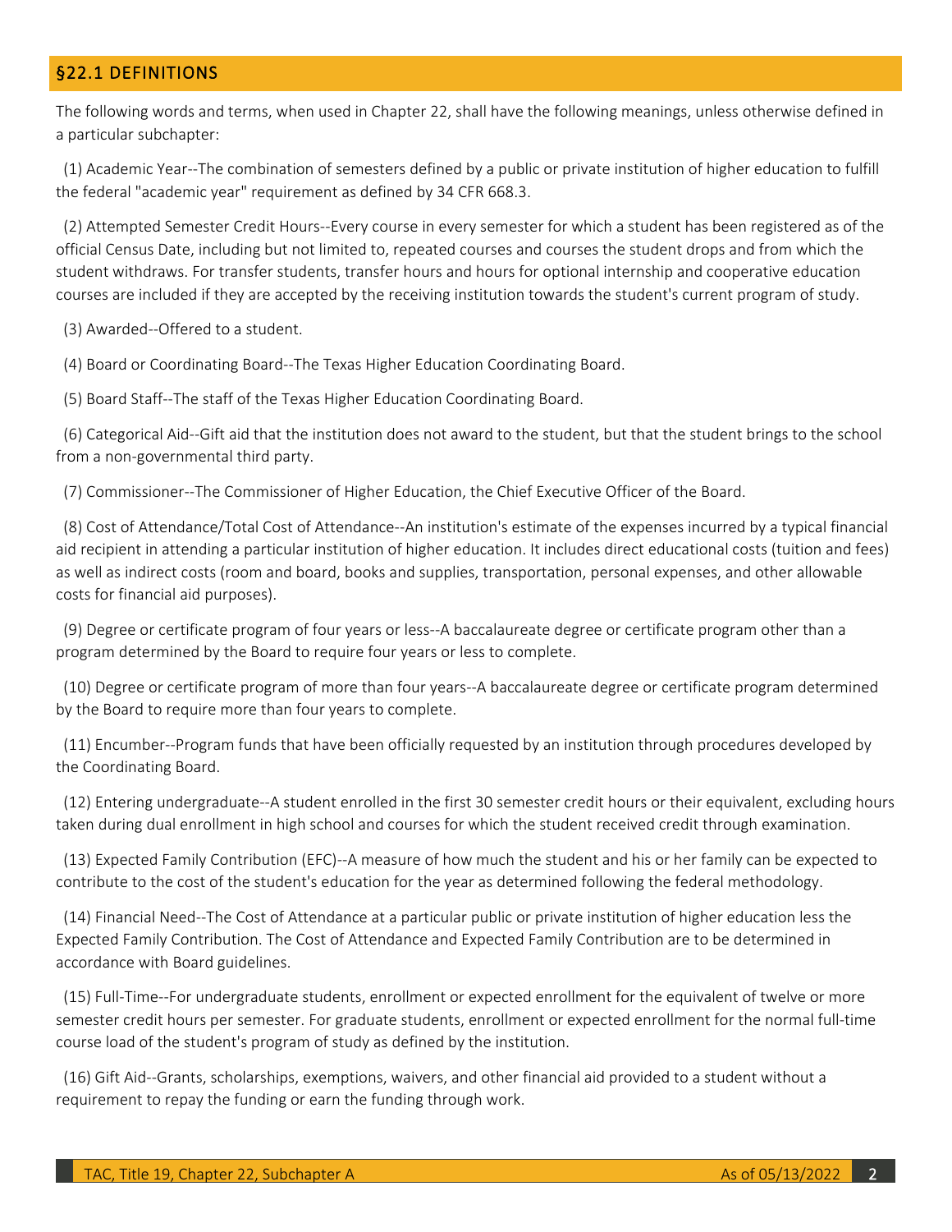## §22.1 DEFINITIONS

The following words and terms, when used in Chapter 22, shall have the following meanings, unless otherwise defined in a particular subchapter:

(1) Academic Year--The combination of semesters defined by a public or private institution of higher education to fulfill the federal "academic year" requirement as defined by 34 CFR 668.3.

(2) Attempted Semester Credit Hours--Every course in every semester for which a student has been registered as of the official Census Date, including but not limited to, repeated courses and courses the student drops and from which the student withdraws. For transfer students, transfer hours and hours for optional internship and cooperative education courses are included if they are accepted by the receiving institution towards the student's current program of study.

(3) Awarded--Offered to a student.

(4) Board or Coordinating Board--The Texas Higher Education Coordinating Board.

(5) Board Staff--The staff of the Texas Higher Education Coordinating Board.

(6) Categorical Aid--Gift aid that the institution does not award to the student, but that the student brings to the school from a non-governmental third party.

(7) Commissioner--The Commissioner of Higher Education, the Chief Executive Officer of the Board.

(8) Cost of Attendance/Total Cost of Attendance--An institution's estimate of the expenses incurred by a typical financial aid recipient in attending a particular institution of higher education. It includes direct educational costs (tuition and fees) as well as indirect costs (room and board, books and supplies, transportation, personal expenses, and other allowable costs for financial aid purposes).

(9) Degree or certificate program of four years or less--A baccalaureate degree or certificate program other than a program determined by the Board to require four years or less to complete.

(10) Degree or certificate program of more than four years--A baccalaureate degree or certificate program determined by the Board to require more than four years to complete.

(11) Encumber--Program funds that have been officially requested by an institution through procedures developed by the Coordinating Board.

(12) Entering undergraduate--A student enrolled in the first 30 semester credit hours or their equivalent, excluding hours taken during dual enrollment in high school and courses for which the student received credit through examination.

(13) Expected Family Contribution (EFC)--A measure of how much the student and his or her family can be expected to contribute to the cost of the student's education for the year as determined following the federal methodology.

(14) Financial Need--The Cost of Attendance at a particular public or private institution of higher education less the Expected Family Contribution. The Cost of Attendance and Expected Family Contribution are to be determined in accordance with Board guidelines.

(15) Full-Time--For undergraduate students, enrollment or expected enrollment for the equivalent of twelve or more semester credit hours per semester. For graduate students, enrollment or expected enrollment for the normal full-time course load of the student's program of study as defined by the institution.

(16) Gift Aid--Grants, scholarships, exemptions, waivers, and other financial aid provided to a student without a requirement to repay the funding or earn the funding through work.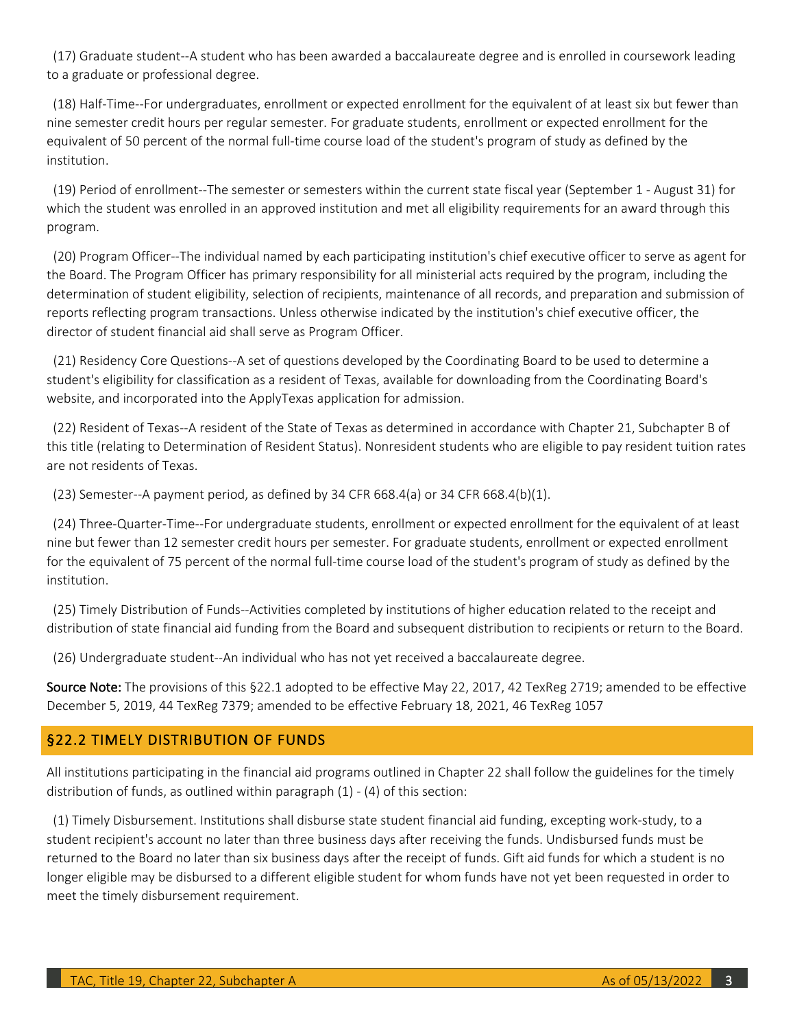(17) Graduate student--A student who has been awarded a baccalaureate degree and is enrolled in coursework leading to a graduate or professional degree.

(18) Half-Time--For undergraduates, enrollment or expected enrollment for the equivalent of at least six but fewer than nine semester credit hours per regular semester. For graduate students, enrollment or expected enrollment for the equivalent of 50 percent of the normal full-time course load of the student's program of study as defined by the institution.

(19) Period of enrollment--The semester or semesters within the current state fiscal year (September 1 - August 31) for which the student was enrolled in an approved institution and met all eligibility requirements for an award through this program.

(20) Program Officer--The individual named by each participating institution's chief executive officer to serve as agent for the Board. The Program Officer has primary responsibility for all ministerial acts required by the program, including the determination of student eligibility, selection of recipients, maintenance of all records, and preparation and submission of reports reflecting program transactions. Unless otherwise indicated by the institution's chief executive officer, the director of student financial aid shall serve as Program Officer.

(21) Residency Core Questions--A set of questions developed by the Coordinating Board to be used to determine a student's eligibility for classification as a resident of Texas, available for downloading from the Coordinating Board's website, and incorporated into the ApplyTexas application for admission.

(22) Resident of Texas--A resident of the State of Texas as determined in accordance with Chapter 21, Subchapter B of this title (relating to Determination of Resident Status). Nonresident students who are eligible to pay resident tuition rates are not residents of Texas.

(23) Semester--A payment period, as defined by 34 CFR 668.4(a) or 34 CFR 668.4(b)(1).

(24) Three-Quarter-Time--For undergraduate students, enrollment or expected enrollment for the equivalent of at least nine but fewer than 12 semester credit hours per semester. For graduate students, enrollment or expected enrollment for the equivalent of 75 percent of the normal full-time course load of the student's program of study as defined by the institution.

(25) Timely Distribution of Funds--Activities completed by institutions of higher education related to the receipt and distribution of state financial aid funding from the Board and subsequent distribution to recipients or return to the Board.

(26) Undergraduate student--An individual who has not yet received a baccalaureate degree.

**Source Note:** The provisions of this §22.1 adopted to be effective May 22, 2017, 42 TexReg 2719; amended to be effective December 5, 2019, 44 TexReg 7379; amended to be effective February 18, 2021, 46 TexReg 1057

## §22.2 TIMELY DISTRIBUTION OF FUNDS

All institutions participating in the financial aid programs outlined in Chapter 22 shall follow the guidelines for the timely distribution of funds, as outlined within paragraph (1) - (4) of this section:

(1) Timely Disbursement. Institutions shall disburse state student financial aid funding, excepting work-study, to a student recipient's account no later than three business days after receiving the funds. Undisbursed funds must be returned to the Board no later than six business days after the receipt of funds. Gift aid funds for which a student is no longer eligible may be disbursed to a different eligible student for whom funds have not yet been requested in order to meet the timely disbursement requirement.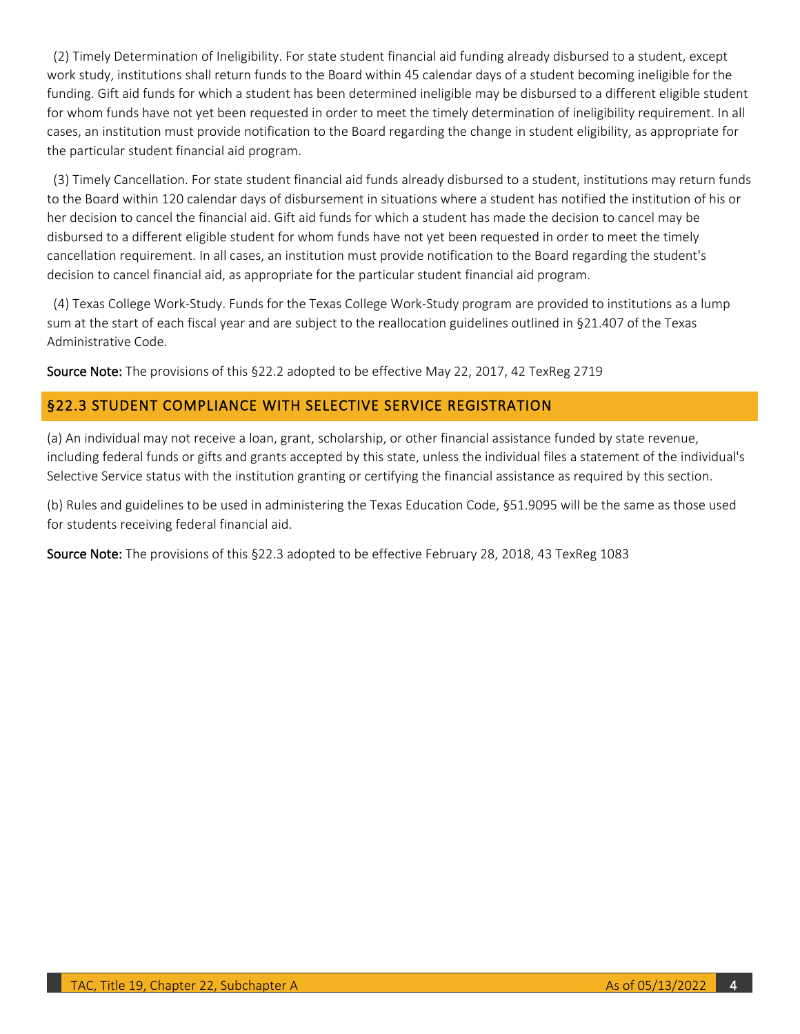(2) Timely Determination of Ineligibility. For state student financial aid funding already disbursed to a student, except work study, institutions shall return funds to the Board within 45 calendar days of a student becoming ineligible for the funding. Gift aid funds for which a student has been determined ineligible may be disbursed to a different eligible student for whom funds have not yet been requested in order to meet the timely determination of ineligibility requirement. In all cases, an institution must provide notification to the Board regarding the change in student eligibility, as appropriate for the particular student financial aid program.

(3) Timely Cancellation. For state student financial aid funds already disbursed to a student, institutions may return funds to the Board within 120 calendar days of disbursement in situations where a student has notified the institution of his or her decision to cancel the financial aid. Gift aid funds for which a student has made the decision to cancel may be disbursed to a different eligible student for whom funds have not yet been requested in order to meet the timely cancellation requirement. In all cases, an institution must provide notification to the Board regarding the student's decision to cancel financial aid, as appropriate for the particular student financial aid program.

(4) Texas College Work-Study. Funds for the Texas College Work-Study program are provided to institutions as a lump sum at the start of each fiscal year and are subject to the reallocation guidelines outlined in §21.407 of the Texas Administrative Code.

**Source Note:** The provisions of this §22.2 adopted to be effective May 22, 2017, 42 TexReg 2719

## §22.3 STUDENT COMPLIANCE WITH SELECTIVE SERVICE REGISTRATION

(a) An individual may not receive a loan, grant, scholarship, or other financial assistance funded by state revenue, including federal funds or gifts and grants accepted by this state, unless the individual files a statement of the individual's Selective Service status with the institution granting or certifying the financial assistance as required by this section.

(b) Rules and guidelines to be used in administering the Texas Education Code, §51.9095 will be the same as those used for students receiving federal financial aid.

**Source Note:** The provisions of this §22.3 adopted to be effective February 28, 2018, 43 TexReg 1083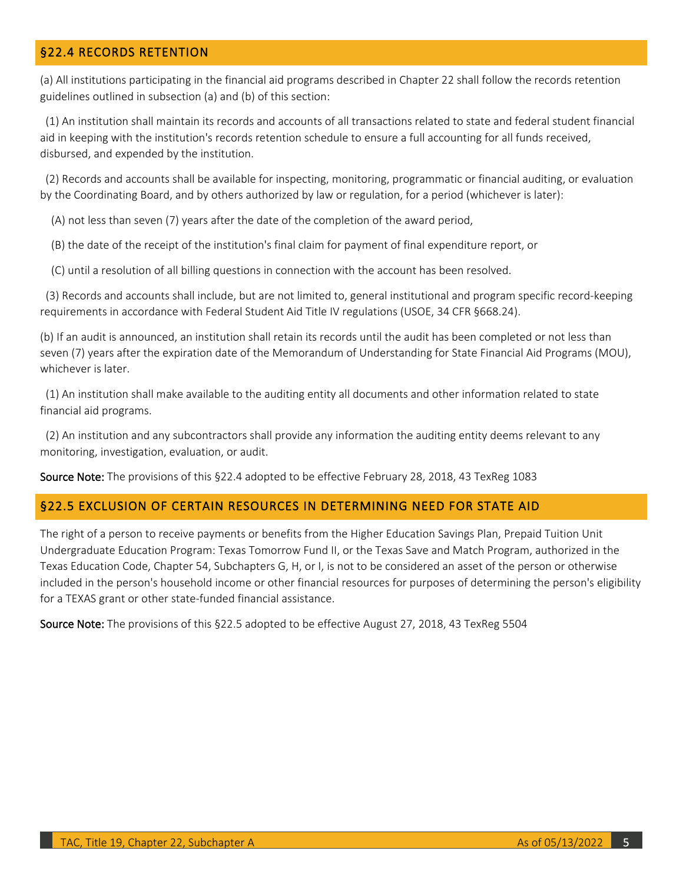## §22.4 RECORDS RETENTION

(a) All institutions participating in the financial aid programs described in Chapter 22 shall follow the records retention guidelines outlined in subsection (a) and (b) of this section:

(1) An institution shall maintain its records and accounts of all transactions related to state and federal student financial aid in keeping with the institution's records retention schedule to ensure a full accounting for all funds received, disbursed, and expended by the institution.

(2) Records and accounts shall be available for inspecting, monitoring, programmatic or financial auditing, or evaluation by the Coordinating Board, and by others authorized by law or regulation, for a period (whichever is later):

(A) not less than seven (7) years after the date of the completion of the award period,

(B) the date of the receipt of the institution's final claim for payment of final expenditure report, or

(C) until a resolution of all billing questions in connection with the account has been resolved.

(3) Records and accounts shall include, but are not limited to, general institutional and program specific record-keeping requirements in accordance with Federal Student Aid Title IV regulations (USOE, 34 CFR §668.24).

(b) If an audit is announced, an institution shall retain its records until the audit has been completed or not less than seven (7) years after the expiration date of the Memorandum of Understanding for State Financial Aid Programs (MOU), whichever is later.

(1) An institution shall make available to the auditing entity all documents and other information related to state financial aid programs.

(2) An institution and any subcontractors shall provide any information the auditing entity deems relevant to any monitoring, investigation, evaluation, or audit.

**Source Note:** The provisions of this §22.4 adopted to be effective February 28, 2018, 43 TexReg 1083

## §22.5 EXCLUSION OF CERTAIN RESOURCES IN DETERMINING NEED FOR STATE AID

The right of a person to receive payments or benefits from the Higher Education Savings Plan, Prepaid Tuition Unit Undergraduate Education Program: Texas Tomorrow Fund II, or the Texas Save and Match Program, authorized in the Texas Education Code, Chapter 54, Subchapters G, H, or I, is not to be considered an asset of the person or otherwise included in the person's household income or other financial resources for purposes of determining the person's eligibility for a TEXAS grant or other state-funded financial assistance.

**Source Note:** The provisions of this §22.5 adopted to be effective August 27, 2018, 43 TexReg 5504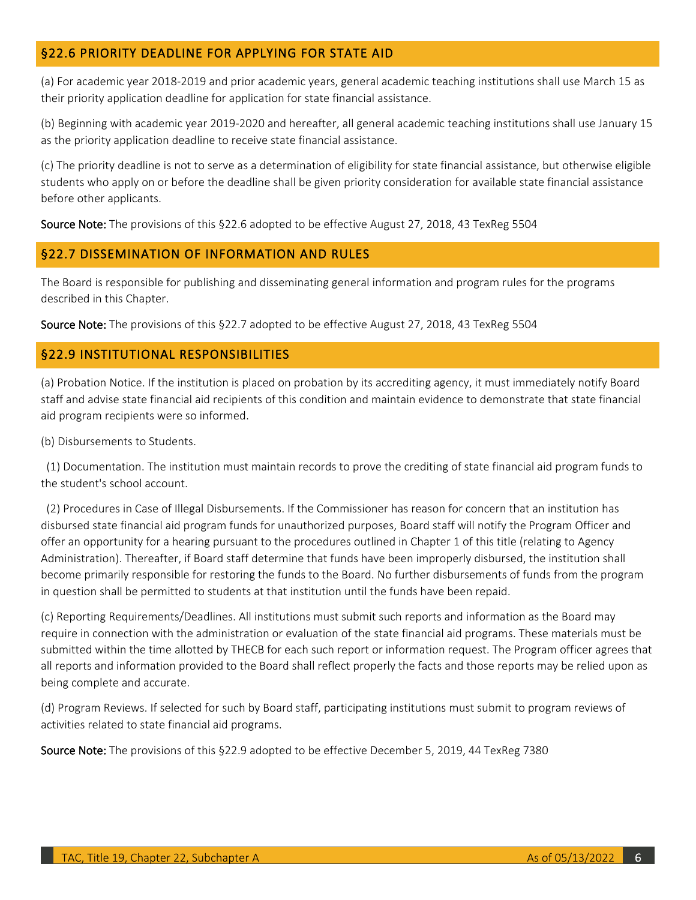## §22.6 PRIORITY DEADLINE FOR APPLYING FOR STATE AID

(a) For academic year 2018-2019 and prior academic years, general academic teaching institutions shall use March 15 as their priority application deadline for application for state financial assistance.

(b) Beginning with academic year 2019-2020 and hereafter, all general academic teaching institutions shall use January 15 as the priority application deadline to receive state financial assistance.

(c) The priority deadline is not to serve as a determination of eligibility for state financial assistance, but otherwise eligible students who apply on or before the deadline shall be given priority consideration for available state financial assistance before other applicants.

**Source Note:** The provisions of this §22.6 adopted to be effective August 27, 2018, 43 TexReg 5504

## §22.7 DISSEMINATION OF INFORMATION AND RULES

The Board is responsible for publishing and disseminating general information and program rules for the programs described in this Chapter.

**Source Note:** The provisions of this §22.7 adopted to be effective August 27, 2018, 43 TexReg 5504

## §22.9 INSTITUTIONAL RESPONSIBILITIES

(a) Probation Notice. If the institution is placed on probation by its accrediting agency, it must immediately notify Board staff and advise state financial aid recipients of this condition and maintain evidence to demonstrate that state financial aid program recipients were so informed.

(b) Disbursements to Students.

(1) Documentation. The institution must maintain records to prove the crediting of state financial aid program funds to the student's school account.

(2) Procedures in Case of Illegal Disbursements. If the Commissioner has reason for concern that an institution has disbursed state financial aid program funds for unauthorized purposes, Board staff will notify the Program Officer and offer an opportunity for a hearing pursuant to the procedures outlined in Chapter 1 of this title (relating to Agency Administration). Thereafter, if Board staff determine that funds have been improperly disbursed, the institution shall become primarily responsible for restoring the funds to the Board. No further disbursements of funds from the program in question shall be permitted to students at that institution until the funds have been repaid.

(c) Reporting Requirements/Deadlines. All institutions must submit such reports and information as the Board may require in connection with the administration or evaluation of the state financial aid programs. These materials must be submitted within the time allotted by THECB for each such report or information request. The Program officer agrees that all reports and information provided to the Board shall reflect properly the facts and those reports may be relied upon as being complete and accurate.

(d) Program Reviews. If selected for such by Board staff, participating institutions must submit to program reviews of activities related to state financial aid programs.

**Source Note:** The provisions of this §22.9 adopted to be effective December 5, 2019, 44 TexReg 7380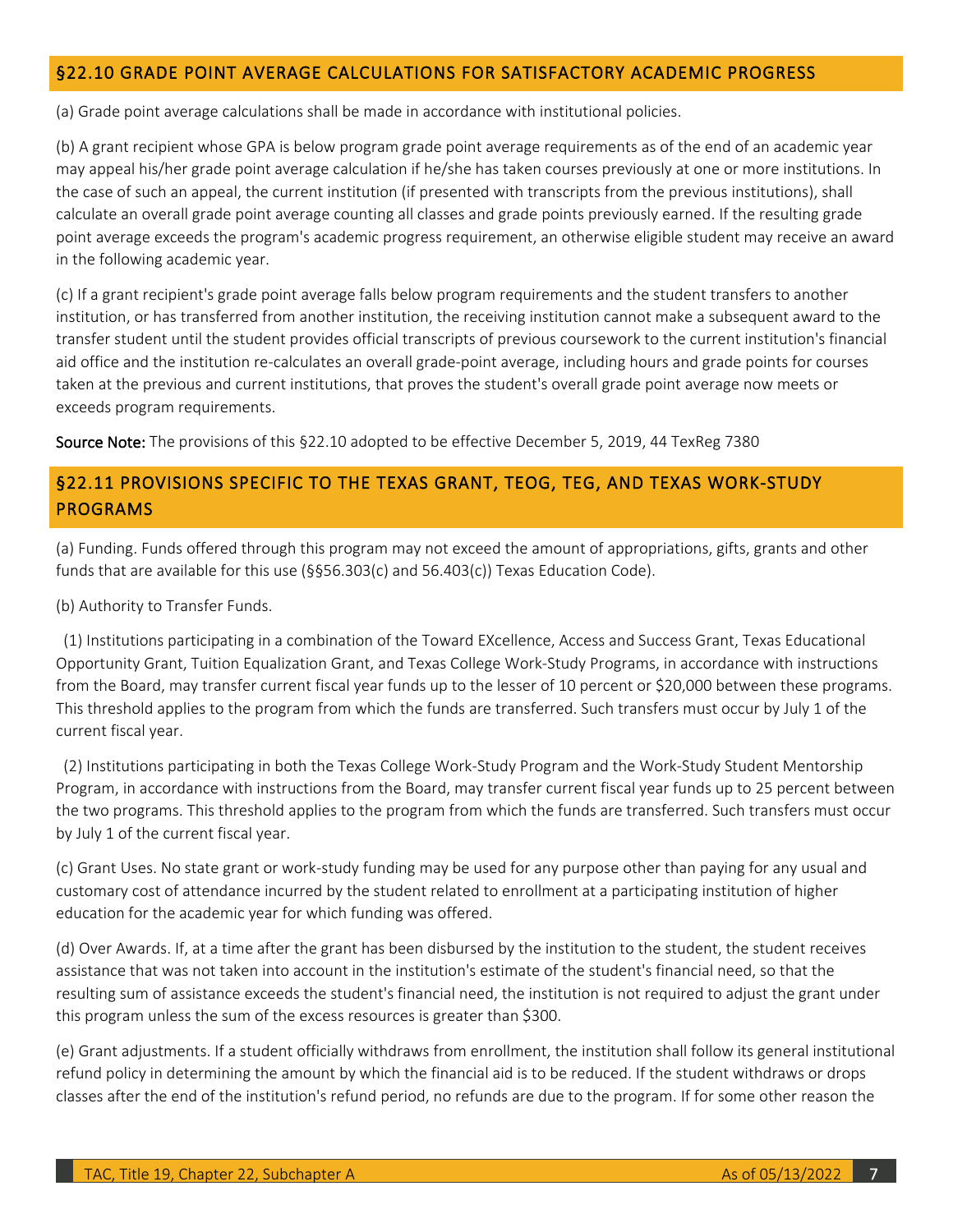## §22.10 GRADE POINT AVERAGE CALCULATIONS FOR SATISFACTORY ACADEMIC PROGRESS

(a) Grade point average calculations shall be made in accordance with institutional policies.

(b) A grant recipient whose GPA is below program grade point average requirements as of the end of an academic year may appeal his/her grade point average calculation if he/she has taken courses previously at one or more institutions. In the case of such an appeal, the current institution (if presented with transcripts from the previous institutions), shall calculate an overall grade point average counting all classes and grade points previously earned. If the resulting grade point average exceeds the program's academic progress requirement, an otherwise eligible student may receive an award in the following academic year.

(c) If a grant recipient's grade point average falls below program requirements and the student transfers to another institution, or has transferred from another institution, the receiving institution cannot make a subsequent award to the transfer student until the student provides official transcripts of previous coursework to the current institution's financial aid office and the institution re-calculates an overall grade-point average, including hours and grade points for courses taken at the previous and current institutions, that proves the student's overall grade point average now meets or exceeds program requirements.

**Source Note:** The provisions of this §22.10 adopted to be effective December 5, 2019, 44 TexReg 7380

## §22.11 PROVISIONS SPECIFIC TO THE TEXAS GRANT, TEOG, TEG, AND TEXAS WORK-STUDY PROGRAMS

(a) Funding. Funds offered through this program may not exceed the amount of appropriations, gifts, grants and other funds that are available for this use (§§56.303(c) and 56.403(c)) Texas Education Code).

(b) Authority to Transfer Funds.

(1) Institutions participating in a combination of the Toward EXcellence, Access and Success Grant, Texas Educational Opportunity Grant, Tuition Equalization Grant, and Texas College Work-Study Programs, in accordance with instructions from the Board, may transfer current fiscal year funds up to the lesser of 10 percent or $20,000 between these programs. This threshold applies to the program from which the funds are transferred. Such transfers must occur by July 1 of the current fiscal year.

(2) Institutions participating in both the Texas College Work-Study Program and the Work-Study Student Mentorship Program, in accordance with instructions from the Board, may transfer current fiscal year funds up to 25 percent between the two programs. This threshold applies to the program from which the funds are transferred. Such transfers must occur by July 1 of the current fiscal year.

(c) Grant Uses. No state grant or work-study funding may be used for any purpose other than paying for any usual and customary cost of attendance incurred by the student related to enrollment at a participating institution of higher education for the academic year for which funding was offered.

(d) Over Awards. If, at a time after the grant has been disbursed by the institution to the student, the student receives assistance that was not taken into account in the institution's estimate of the student's financial need, so that the resulting sum of assistance exceeds the student's financial need, the institution is not required to adjust the grant under this program unless the sum of the excess resources is greater than $300.

(e) Grant adjustments. If a student officially withdraws from enrollment, the institution shall follow its general institutional refund policy in determining the amount by which the financial aid is to be reduced. If the student withdraws or drops classes after the end of the institution's refund period, no refunds are due to the program. If for some other reason the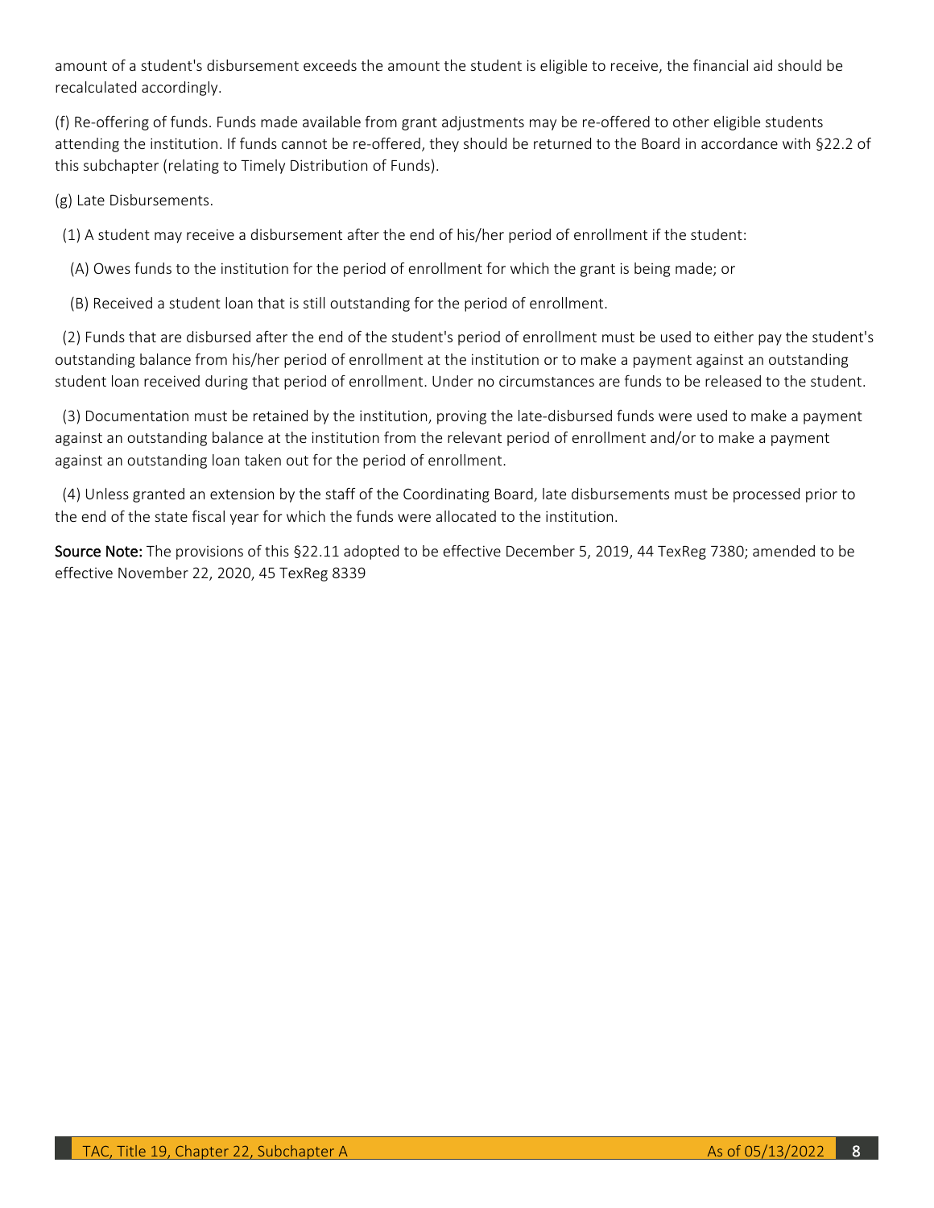amount of a student's disbursement exceeds the amount the student is eligible to receive, the financial aid should be recalculated accordingly.

(f) Re-offering of funds. Funds made available from grant adjustments may be re-offered to other eligible students attending the institution. If funds cannot be re-offered, they should be returned to the Board in accordance with §22.2 of this subchapter (relating to Timely Distribution of Funds).

(g) Late Disbursements.

(1) A student may receive a disbursement after the end of his/her period of enrollment if the student:

(A) Owes funds to the institution for the period of enrollment for which the grant is being made; or

(B) Received a student loan that is still outstanding for the period of enrollment.

(2) Funds that are disbursed after the end of the student's period of enrollment must be used to either pay the student's outstanding balance from his/her period of enrollment at the institution or to make a payment against an outstanding student loan received during that period of enrollment. Under no circumstances are funds to be released to the student.

(3) Documentation must be retained by the institution, proving the late-disbursed funds were used to make a payment against an outstanding balance at the institution from the relevant period of enrollment and/or to make a payment against an outstanding loan taken out for the period of enrollment.

(4) Unless granted an extension by the staff of the Coordinating Board, late disbursements must be processed prior to the end of the state fiscal year for which the funds were allocated to the institution.

**Source Note:** The provisions of this §22.11 adopted to be effective December 5, 2019, 44 TexReg 7380; amended to be effective November 22, 2020, 45 TexReg 8339